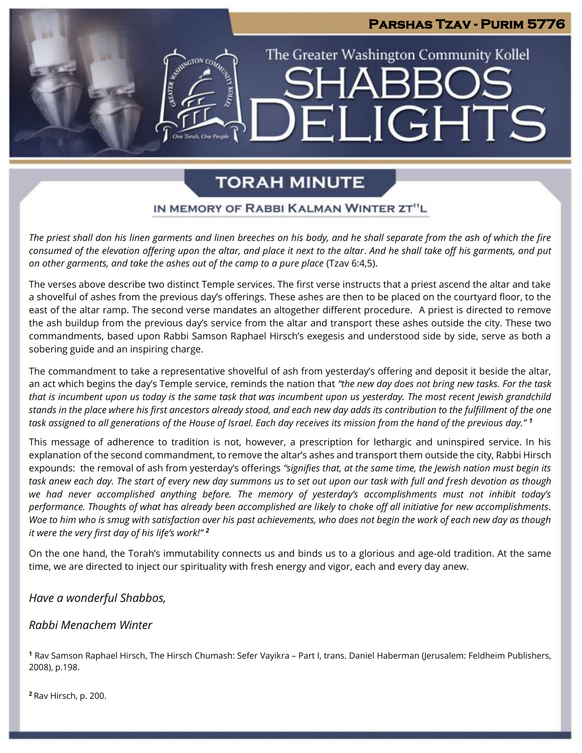# Parshas Tzav - Purim 5776

The Greater Washington Community Kollel

# SHABBOS DELIGHTS

## TORAH MINUTE

### IN MEMORY OF RABBI KALMAN WINTER ZT"L

*The priest shall don his linen garments and linen breeches on his body, and he shall separate from the ash of which the fire consumed of the elevation offering upon the altar, and place it next to the altar*. *And he shall take off his garments, and put on other garments, and take the ashes out of the camp to a pure place* (Tzav 6:4,5).

The verses above describe two distinct Temple services. The first verse instructs that a priest ascend the altar and take a shovelful of ashes from the previous day's offerings. These ashes are then to be placed on the courtyard floor, to the east of the altar ramp. The second verse mandates an altogether different procedure. A priest is directed to remove the ash buildup from the previous day's service from the altar and transport these ashes outside the city. These two commandments, based upon Rabbi Samson Raphael Hirsch's exegesis and understood side by side, serve as both a sobering guide and an inspiring charge.

The commandment to take a representative shovelful of ash from yesterday's offering and deposit it beside the altar, an act which begins the day's Temple service, reminds the nation that *"the new day does not bring new tasks. For the task that is incumbent upon us today is the same task that was incumbent upon us yesterday. The most recent Jewish grandchild stands in the place where his first ancestors already stood, and each new day adds its contribution to the fulfillment of the one task assigned to all generations of the House of Israel. Each day receives its mission from the hand of the previous day."* [1]

This message of adherence to tradition is not, however, a prescription for lethargic and uninspired service. In his explanation of the second commandment, to remove the altar's ashes and transport them outside the city, Rabbi Hirsch expounds: the removal of ash from yesterday's offerings *"signifies that, at the same time, the Jewish nation must begin its task anew each day. The start of every new day summons us to set out upon our task with full and fresh devotion as though we had never accomplished anything before. The memory of yesterday's accomplishments must not inhibit today's performance. Thoughts of what has already been accomplished are likely to choke off all initiative for new accomplishments. Woe to him who is smug with satisfaction over his past achievements, who does not begin the work of each new day as though it were the very first day of his life's work!"* [2]

On the one hand, the Torah's immutability connects us and binds us to a glorious and age-old tradition. At the same time, we are directed to inject our spirituality with fresh energy and vigor, each and every day anew.

*Have a wonderful Shabbos,*

*Rabbi Menachem Winter*

[1] Rav Samson Raphael Hirsch, The Hirsch Chumash: Sefer Vayikra – Part I, trans. Daniel Haberman (Jerusalem: Feldheim Publishers, 2008), p.198.

[2] Rav Hirsch, p. 200.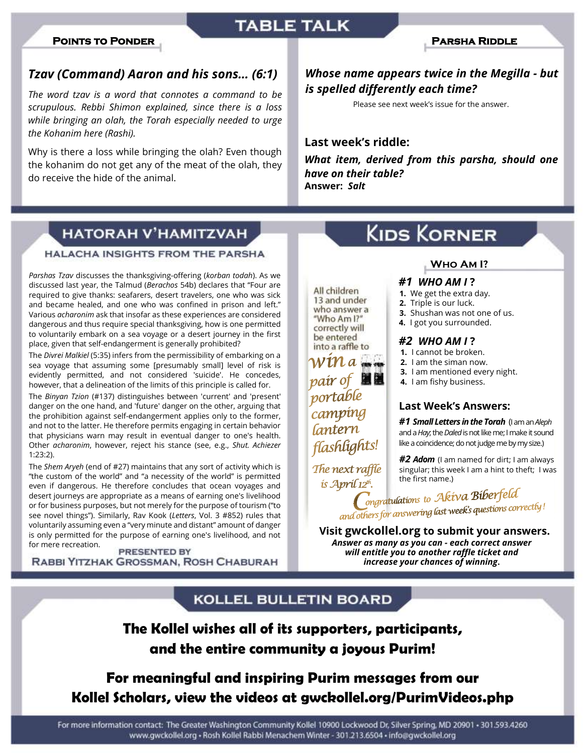# TABLE TALK

## Points to Ponder

### *Tzav (Command) Aaron and his sons... (6:1)*

*The word tzav is a word that connotes a command to be scrupulous. Rebbi Shimon explained, since there is a loss while bringing an olah, the Torah especially needed to urge the Kohanim here (Rashi).*

Why is there a loss while bringing the olah? Even though the kohanim do not get any of the meat of the olah, they do receive the hide of the animal.

## Parsha Riddle

### *Whose name appears twice in the Megilla - but is spelled differently each time?*

Please see next week's issue for the answer.

**Last week's riddle:**

***What item, derived from this parsha, should one have on their table?***

**Answer:** ***Salt***

# HATORAH V'HAMITZVAH

## HALACHA INSIGHTS FROM THE PARSHA

*Parshas Tzav* discusses the thanksgiving-offering (*korban todah*). As we discussed last year, the Talmud (*Berachos* 54b) declares that "Four are required to give thanks: seafarers, desert travelers, one who was sick and became healed, and one who was confined in prison and left." Various *acharonim* ask that insofar as these experiences are considered dangerous and thus require special thanksgiving, how is one permitted to voluntarily embark on a sea voyage or a desert journey in the first place, given that self-endangerment is generally prohibited?

The *Divrei Malkiel* (5:35) infers from the permissibility of embarking on a sea voyage that assuming some [presumably small] level of risk is evidently permitted, and not considered 'suicide'. He concedes, however, that a delineation of the limits of this principle is called for.

The *Binyan Tzion* (#137) distinguishes between 'current' and 'present' danger on the one hand, and 'future' danger on the other, arguing that the prohibition against self-endangerment applies only to the former, and not to the latter. He therefore permits engaging in certain behavior that physicians warn may result in eventual danger to one's health. Other *acharonim*, however, reject his stance (see, e.g., *Shut. Achiezer* 1:23:2).

The *Shem Aryeh* (end of #27) maintains that any sort of activity which is "the custom of the world" and "a necessity of the world" is permitted even if dangerous. He therefore concludes that ocean voyages and desert journeys are appropriate as a means of earning one's livelihood or for business purposes, but not merely for the purpose of tourism ("to see novel things"). Similarly, Rav Kook (*Letters*, Vol. 3 #852) rules that voluntarily assuming even a "very minute and distant" amount of danger is only permitted for the purpose of earning one's livelihood, and not for mere recreation.

PRESENTED BY
RABBI YITZHAK GROSSMAN, ROSH CHABURAH

# KIDS KORNER

All children 13 and under who answer a "Who Am I?" correctly will be entered into a raffle to *win a pair of portable camping lantern flashlights!*

*The next raffle is April 12th.*

## Who Am I?

### *#1 WHO AM I ?*

1. We get the extra day.
2. Triple is our luck.
3. Shushan was not one of us.
4. I got you surrounded.

### *#2 WHO AM I ?*

1. I cannot be broken.
2. I am the siman now.
3. I am mentioned every night.
4. I am fishy business.

### Last Week's Answers:

***#1 Small Letters in the Torah*** (I am an *Aleph* and a *Hay*; the *Daled* is not like me; I make it sound like a coincidence; do not judge me by my size.)

***#2 Adom*** (I am named for dirt; I am always singular; this week I am a hint to theft; I was the first name.)

*Congratulations to Akiva Biberfeld and others for answering last week's questions correctly!*

**Visit gwckollel.org to submit your answers.**

***Answer as many as you can - each correct answer will entitle you to another raffle ticket and increase your chances of winning.***

# KOLLEL BULLETIN BOARD

**The Kollel wishes all of its supporters, participants, and the entire community a joyous Purim!**

**For meaningful and inspiring Purim messages from our Kollel Scholars, view the videos at gwckollel.org/PurimVideos.php**

For more information contact: The Greater Washington Community Kollel 10900 Lockwood Dr, Silver Spring, MD 20901 • 301.593.4260
www.gwckollel.org • Rosh Kollel Rabbi Menachem Winter - 301.213.6504 • info@gwckollel.org